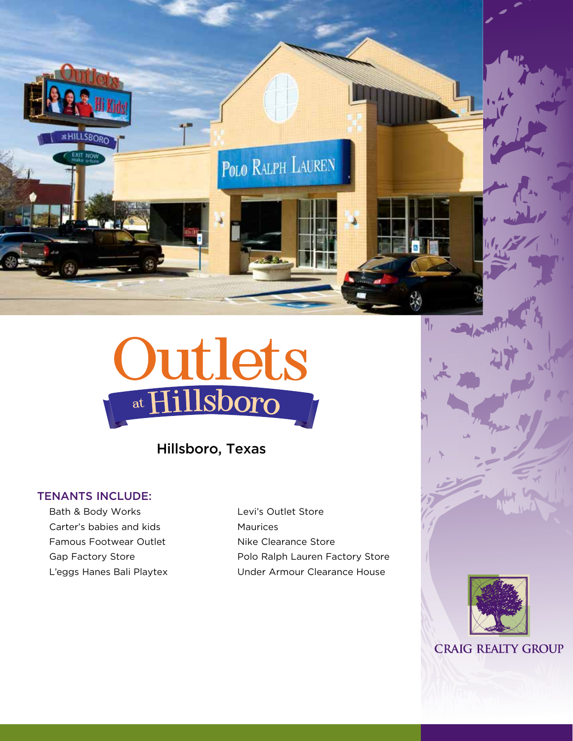# Outlets at Hillsboro

Hillsboro, Texas

## TENANTS INCLUDE:

- Bath & Body Works
- Carter's babies and kids
- Famous Footwear Outlet
- Gap Factory Store
- L'eggs Hanes Bali Playtex
- Levi's Outlet Store
- Maurices
- Nike Clearance Store
- Polo Ralph Lauren Factory Store
- Under Armour Clearance House

CRAIG REALTY GROUP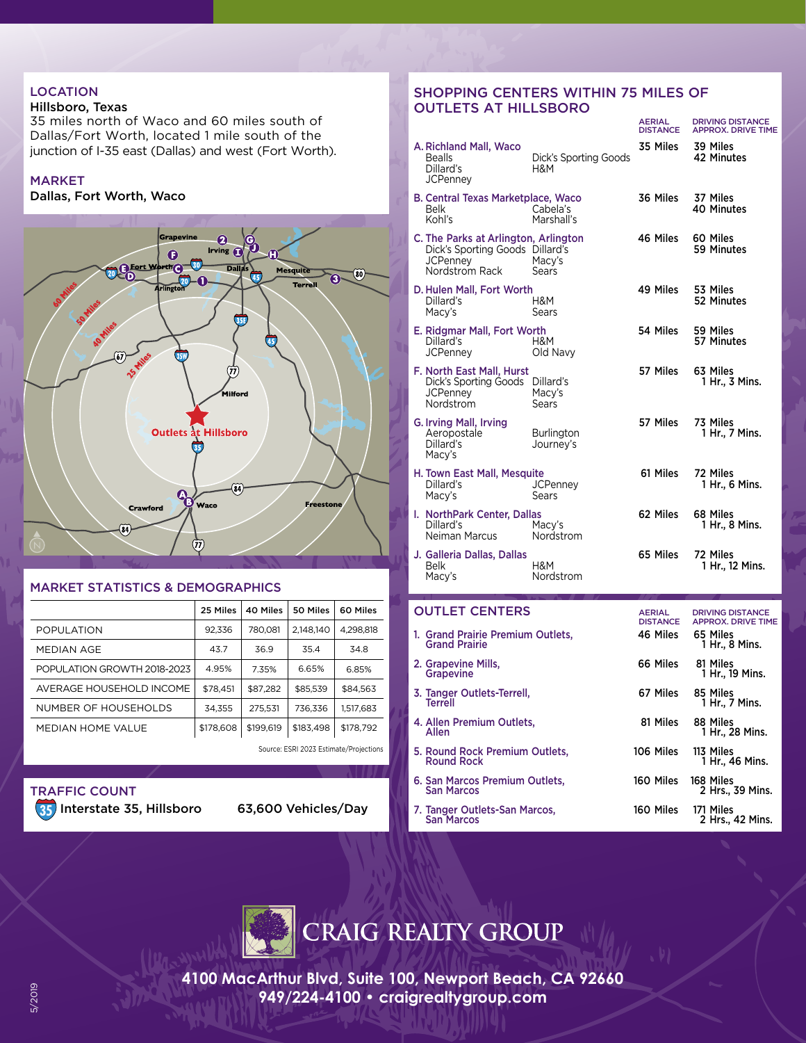## LOCATION

**Hillsboro, Texas**

35 miles north of Waco and 60 miles south of Dallas/Fort Worth, located 1 mile south of the junction of I-35 east (Dallas) and west (Fort Worth).

## MARKET

**Dallas, Fort Worth, Waco**

Grapevine
Irving
Fort Worth
Dallas
Mesquite
Arlington
Terrell
60 Miles
50 Miles
40 Miles
25 Miles
Milford
Outlets at Hillsboro
Crawford
Waco
Freestone

## MARKET STATISTICS & DEMOGRAPHICS

| | 25 Miles | 40 Miles | 50 Miles | 60 Miles |
|---|---|---|---|---|
| POPULATION | 92,336 | 780,081 | 2,148,140 | 4,298,818 |
| MEDIAN AGE | 43.7 | 36.9 | 35.4 | 34.8 |
| POPULATION GROWTH 2018-2023 | 4.95% | 7.35% | 6.65% | 6.85% |
| AVERAGE HOUSEHOLD INCOME | $78,451 | $87,282 | $85,539 | $84,563 |
| NUMBER OF HOUSEHOLDS | 34,355 | 275,531 | 736,336 | 1,517,683 |
| MEDIAN HOME VALUE | $178,608 | $199,619 | $183,498 | $178,792 |

Source: ESRI 2023 Estimate/Projections

## TRAFFIC COUNT

Interstate 35, Hillsboro — 63,600 Vehicles/Day

## SHOPPING CENTERS WITHIN 75 MILES OF OUTLETS AT HILLSBORO

| Shopping Center | Aerial Distance | Driving Distance / Approx. Drive Time |
|---|---|---|
| A. Richland Mall, Waco — Bealls, Dillard's, JCPenney, Dick's Sporting Goods, H&M | 35 Miles | 39 Miles, 42 Minutes |
| B. Central Texas Marketplace, Waco — Belk, Kohl's, Cabela's, Marshall's | 36 Miles | 37 Miles, 40 Minutes |
| C. The Parks at Arlington, Arlington — Dick's Sporting Goods, JCPenney, Nordstrom Rack, Dillard's, Macy's, Sears | 46 Miles | 60 Miles, 59 Minutes |
| D. Hulen Mall, Fort Worth — Dillard's, Macy's, H&M, Sears | 49 Miles | 53 Miles, 52 Minutes |
| E. Ridgmar Mall, Fort Worth — Dillard's, JCPenney, H&M, Old Navy | 54 Miles | 59 Miles, 57 Minutes |
| F. North East Mall, Hurst — Dick's Sporting Goods, JCPenney, Nordstrom, Dillard's, Macy's, Sears | 57 Miles | 63 Miles, 1 Hr., 3 Mins. |
| G. Irving Mall, Irving — Aeropostale, Dillard's, Macy's, Burlington, Journey's | 57 Miles | 73 Miles, 1 Hr., 7 Mins. |
| H. Town East Mall, Mesquite — Dillard's, Macy's, JCPenney, Sears | 61 Miles | 72 Miles, 1 Hr., 6 Mins. |
| I. NorthPark Center, Dallas — Dillard's, Neiman Marcus, Macy's, Nordstrom | 62 Miles | 68 Miles, 1 Hr., 8 Mins. |
| J. Galleria Dallas, Dallas — Belk, Macy's, H&M, Nordstrom | 65 Miles | 72 Miles, 1 Hr., 12 Mins. |

## OUTLET CENTERS

| Outlet Center | Aerial Distance | Driving Distance / Approx. Drive Time |
|---|---|---|
| 1. Grand Prairie Premium Outlets, Grand Prairie | 46 Miles | 65 Miles, 1 Hr., 8 Mins. |
| 2. Grapevine Mills, Grapevine | 66 Miles | 81 Miles, 1 Hr., 19 Mins. |
| 3. Tanger Outlets-Terrell, Terrell | 67 Miles | 85 Miles, 1 Hr., 7 Mins. |
| 4. Allen Premium Outlets, Allen | 81 Miles | 88 Miles, 1 Hr., 28 Mins. |
| 5. Round Rock Premium Outlets, Round Rock | 106 Miles | 113 Miles, 1 Hr., 46 Mins. |
| 6. San Marcos Premium Outlets, San Marcos | 160 Miles | 168 Miles, 2 Hrs., 39 Mins. |
| 7. Tanger Outlets-San Marcos, San Marcos | 160 Miles | 171 Miles, 2 Hrs., 42 Mins. |

**CRAIG REALTY GROUP**

**4100 MacArthur Blvd, Suite 100, Newport Beach, CA 92660**
**949/224-4100 • craigrealtygroup.com**

5/2019